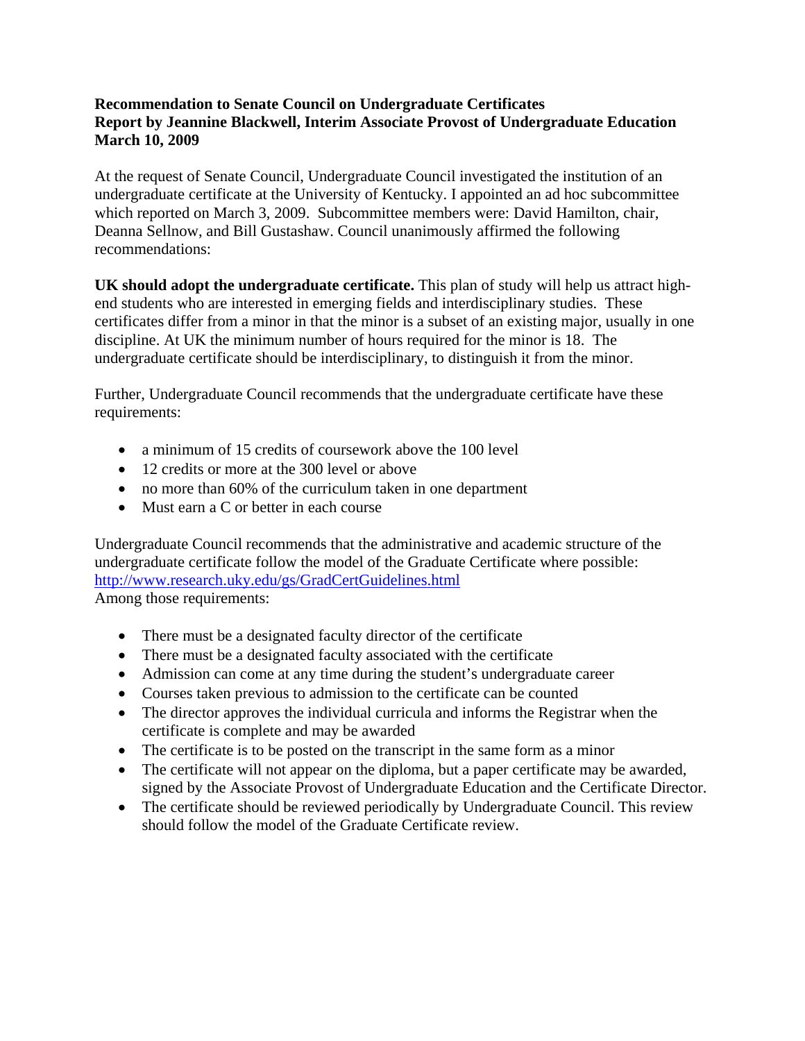**Recommendation to Senate Council on Undergraduate Certificates**
**Report by Jeannine Blackwell, Interim Associate Provost of Undergraduate Education**
**March 10, 2009**

At the request of Senate Council, Undergraduate Council investigated the institution of an undergraduate certificate at the University of Kentucky. I appointed an ad hoc subcommittee which reported on March 3, 2009. Subcommittee members were: David Hamilton, chair, Deanna Sellnow, and Bill Gustashaw. Council unanimously affirmed the following recommendations:

**UK should adopt the undergraduate certificate.** This plan of study will help us attract high-end students who are interested in emerging fields and interdisciplinary studies. These certificates differ from a minor in that the minor is a subset of an existing major, usually in one discipline. At UK the minimum number of hours required for the minor is 18. The undergraduate certificate should be interdisciplinary, to distinguish it from the minor.

Further, Undergraduate Council recommends that the undergraduate certificate have these requirements:

- a minimum of 15 credits of coursework above the 100 level
- 12 credits or more at the 300 level or above
- no more than 60% of the curriculum taken in one department
- Must earn a C or better in each course

Undergraduate Council recommends that the administrative and academic structure of the undergraduate certificate follow the model of the Graduate Certificate where possible: http://www.research.uky.edu/gs/GradCertGuidelines.html
Among those requirements:

- There must be a designated faculty director of the certificate
- There must be a designated faculty associated with the certificate
- Admission can come at any time during the student's undergraduate career
- Courses taken previous to admission to the certificate can be counted
- The director approves the individual curricula and informs the Registrar when the certificate is complete and may be awarded
- The certificate is to be posted on the transcript in the same form as a minor
- The certificate will not appear on the diploma, but a paper certificate may be awarded, signed by the Associate Provost of Undergraduate Education and the Certificate Director.
- The certificate should be reviewed periodically by Undergraduate Council. This review should follow the model of the Graduate Certificate review.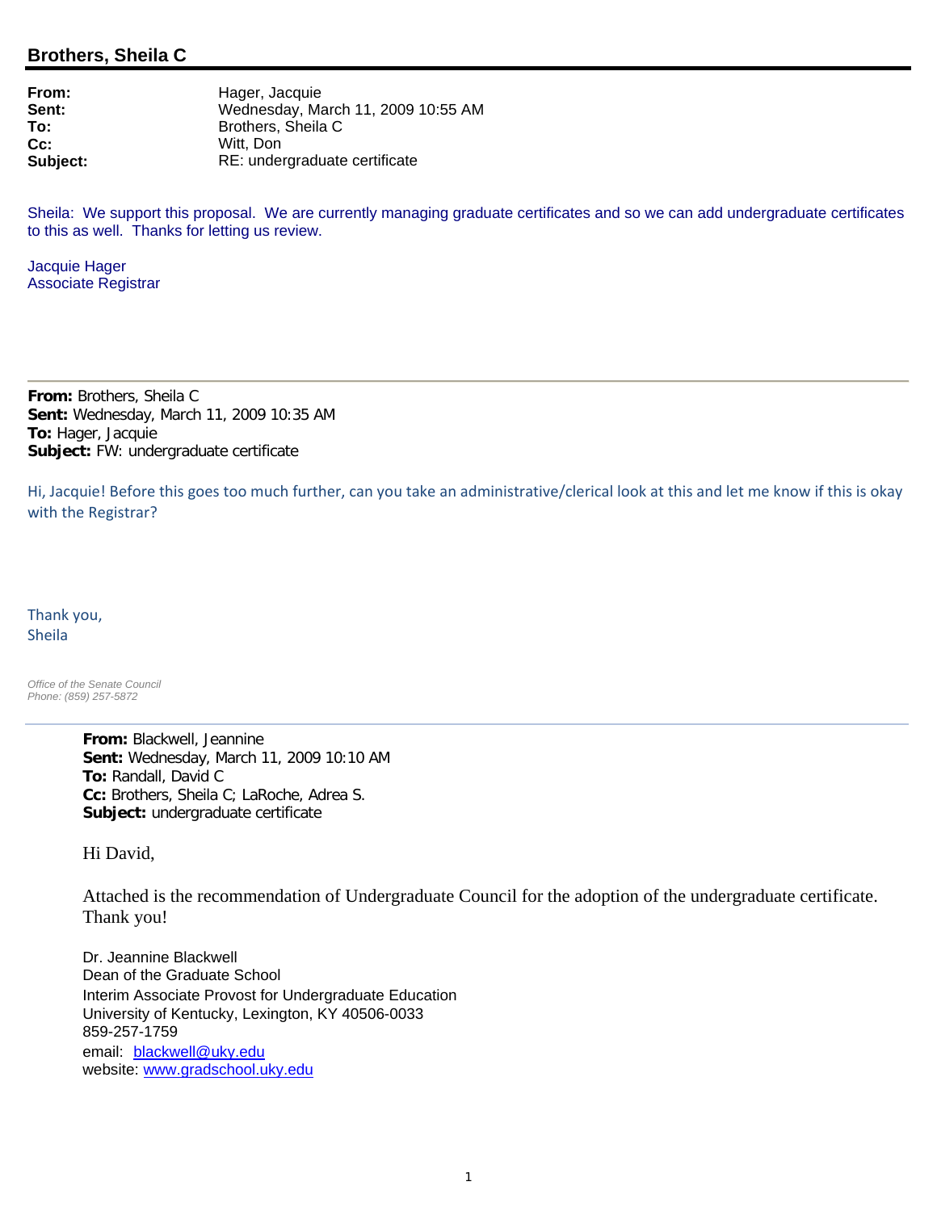**Brothers, Sheila C**

**From:** Hager, Jacquie
**Sent:** Wednesday, March 11, 2009 10:55 AM
**To:** Brothers, Sheila C
**Cc:** Witt, Don
**Subject:** RE: undergraduate certificate

Sheila: We support this proposal. We are currently managing graduate certificates and so we can add undergraduate certificates to this as well. Thanks for letting us review.

Jacquie Hager
Associate Registrar

---

**From:** Brothers, Sheila C
**Sent:** Wednesday, March 11, 2009 10:35 AM
**To:** Hager, Jacquie
**Subject:** FW: undergraduate certificate

Hi, Jacquie! Before this goes too much further, can you take an administrative/clerical look at this and let me know if this is okay with the Registrar?

Thank you,
Sheila

*Office of the Senate Council*
*Phone: (859) 257-5872*

---

**From:** Blackwell, Jeannine
**Sent:** Wednesday, March 11, 2009 10:10 AM
**To:** Randall, David C
**Cc:** Brothers, Sheila C; LaRoche, Adrea S.
**Subject:** undergraduate certificate

Hi David,

Attached is the recommendation of Undergraduate Council for the adoption of the undergraduate certificate. Thank you!

Dr. Jeannine Blackwell
Dean of the Graduate School
Interim Associate Provost for Undergraduate Education
University of Kentucky, Lexington, KY 40506-0033
859-257-1759
email: blackwell@uky.edu
website: www.gradschool.uky.edu